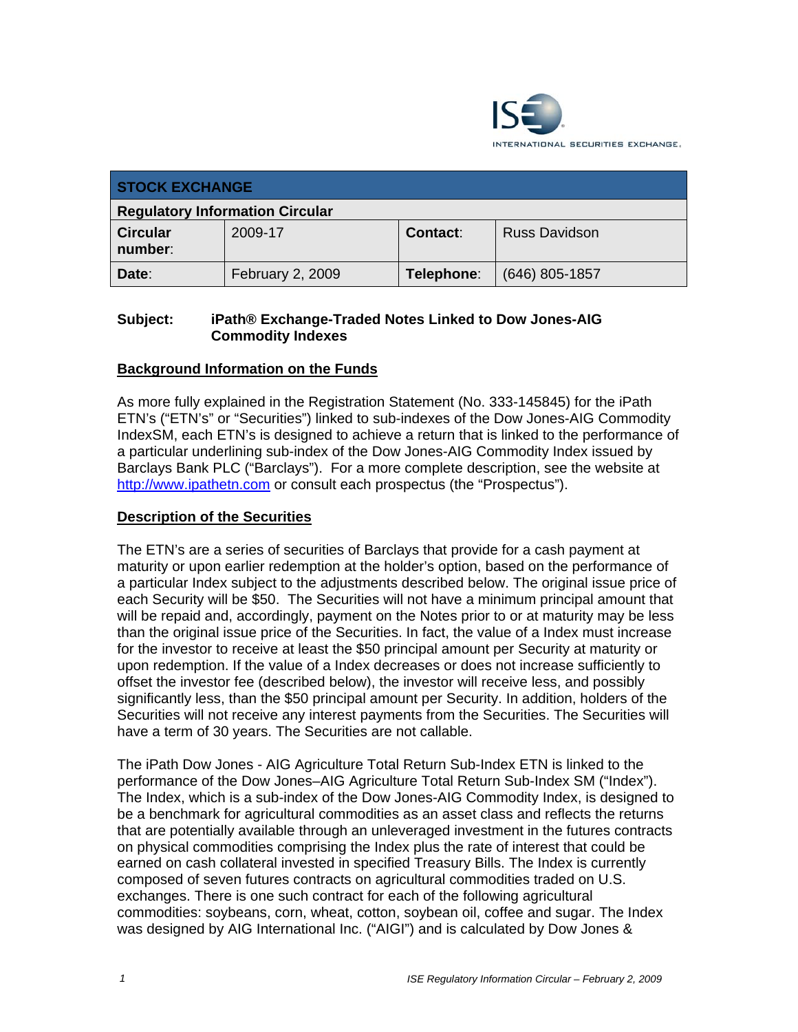| STOCK EXCHANGE | | | |
|---|---|---|---|
| **Regulatory Information Circular** | | | |
| **Circular number**: | 2009-17 | **Contact**: | Russ Davidson |
| **Date**: | February 2, 2009 | **Telephone**: | (646) 805-1857 |

**Subject:** **iPath® Exchange-Traded Notes Linked to Dow Jones-AIG Commodity Indexes**

## Background Information on the Funds

As more fully explained in the Registration Statement (No. 333-145845) for the iPath ETN's ("ETN's" or "Securities") linked to sub-indexes of the Dow Jones-AIG Commodity IndexSM, each ETN's is designed to achieve a return that is linked to the performance of a particular underlining sub-index of the Dow Jones-AIG Commodity Index issued by Barclays Bank PLC ("Barclays"). For a more complete description, see the website at http://www.ipathetn.com or consult each prospectus (the "Prospectus").

## Description of the Securities

The ETN's are a series of securities of Barclays that provide for a cash payment at maturity or upon earlier redemption at the holder's option, based on the performance of a particular Index subject to the adjustments described below. The original issue price of each Security will be $50. The Securities will not have a minimum principal amount that will be repaid and, accordingly, payment on the Notes prior to or at maturity may be less than the original issue price of the Securities. In fact, the value of a Index must increase for the investor to receive at least the $50 principal amount per Security at maturity or upon redemption. If the value of a Index decreases or does not increase sufficiently to offset the investor fee (described below), the investor will receive less, and possibly significantly less, than the $50 principal amount per Security. In addition, holders of the Securities will not receive any interest payments from the Securities. The Securities will have a term of 30 years. The Securities are not callable.

The iPath Dow Jones - AIG Agriculture Total Return Sub-Index ETN is linked to the performance of the Dow Jones–AIG Agriculture Total Return Sub-Index SM ("Index"). The Index, which is a sub-index of the Dow Jones-AIG Commodity Index, is designed to be a benchmark for agricultural commodities as an asset class and reflects the returns that are potentially available through an unleveraged investment in the futures contracts on physical commodities comprising the Index plus the rate of interest that could be earned on cash collateral invested in specified Treasury Bills. The Index is currently composed of seven futures contracts on agricultural commodities traded on U.S. exchanges. There is one such contract for each of the following agricultural commodities: soybeans, corn, wheat, cotton, soybean oil, coffee and sugar. The Index was designed by AIG International Inc. ("AIGI") and is calculated by Dow Jones &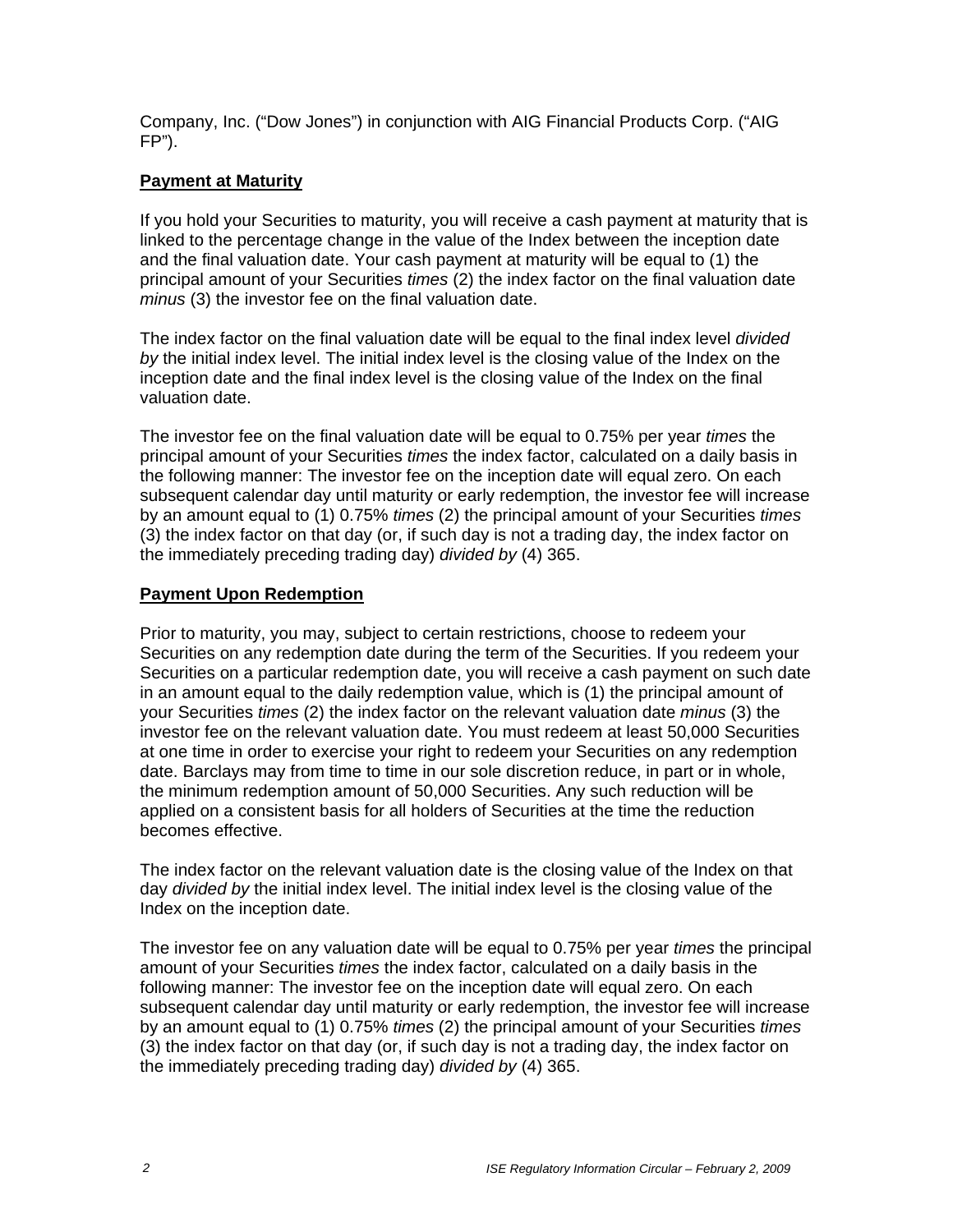Company, Inc. ("Dow Jones") in conjunction with AIG Financial Products Corp. ("AIG FP").

**Payment at Maturity**

If you hold your Securities to maturity, you will receive a cash payment at maturity that is linked to the percentage change in the value of the Index between the inception date and the final valuation date. Your cash payment at maturity will be equal to (1) the principal amount of your Securities *times* (2) the index factor on the final valuation date *minus* (3) the investor fee on the final valuation date.

The index factor on the final valuation date will be equal to the final index level *divided by* the initial index level. The initial index level is the closing value of the Index on the inception date and the final index level is the closing value of the Index on the final valuation date.

The investor fee on the final valuation date will be equal to 0.75% per year *times* the principal amount of your Securities *times* the index factor, calculated on a daily basis in the following manner: The investor fee on the inception date will equal zero. On each subsequent calendar day until maturity or early redemption, the investor fee will increase by an amount equal to (1) 0.75% *times* (2) the principal amount of your Securities *times* (3) the index factor on that day (or, if such day is not a trading day, the index factor on the immediately preceding trading day) *divided by* (4) 365.

**Payment Upon Redemption**

Prior to maturity, you may, subject to certain restrictions, choose to redeem your Securities on any redemption date during the term of the Securities. If you redeem your Securities on a particular redemption date, you will receive a cash payment on such date in an amount equal to the daily redemption value, which is (1) the principal amount of your Securities *times* (2) the index factor on the relevant valuation date *minus* (3) the investor fee on the relevant valuation date. You must redeem at least 50,000 Securities at one time in order to exercise your right to redeem your Securities on any redemption date. Barclays may from time to time in our sole discretion reduce, in part or in whole, the minimum redemption amount of 50,000 Securities. Any such reduction will be applied on a consistent basis for all holders of Securities at the time the reduction becomes effective.

The index factor on the relevant valuation date is the closing value of the Index on that day *divided by* the initial index level. The initial index level is the closing value of the Index on the inception date.

The investor fee on any valuation date will be equal to 0.75% per year *times* the principal amount of your Securities *times* the index factor, calculated on a daily basis in the following manner: The investor fee on the inception date will equal zero. On each subsequent calendar day until maturity or early redemption, the investor fee will increase by an amount equal to (1) 0.75% *times* (2) the principal amount of your Securities *times* (3) the index factor on that day (or, if such day is not a trading day, the index factor on the immediately preceding trading day) *divided by* (4) 365.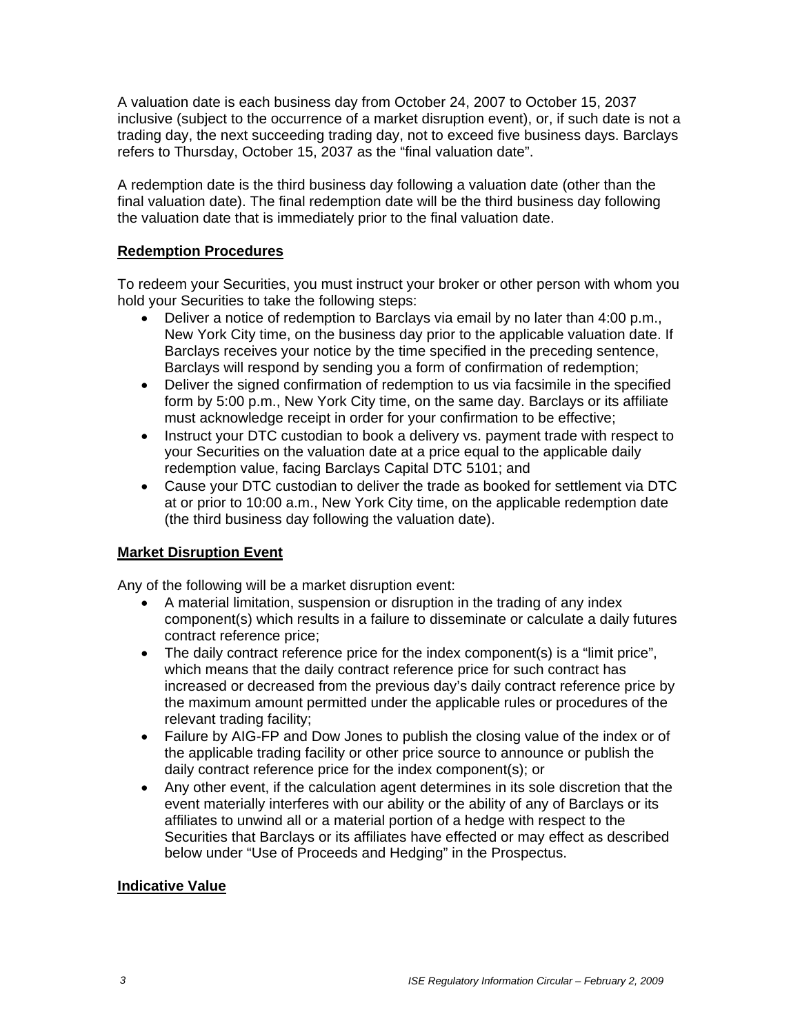A valuation date is each business day from October 24, 2007 to October 15, 2037 inclusive (subject to the occurrence of a market disruption event), or, if such date is not a trading day, the next succeeding trading day, not to exceed five business days. Barclays refers to Thursday, October 15, 2037 as the "final valuation date".

A redemption date is the third business day following a valuation date (other than the final valuation date). The final redemption date will be the third business day following the valuation date that is immediately prior to the final valuation date.

## Redemption Procedures

To redeem your Securities, you must instruct your broker or other person with whom you hold your Securities to take the following steps:

- Deliver a notice of redemption to Barclays via email by no later than 4:00 p.m., New York City time, on the business day prior to the applicable valuation date. If Barclays receives your notice by the time specified in the preceding sentence, Barclays will respond by sending you a form of confirmation of redemption;
- Deliver the signed confirmation of redemption to us via facsimile in the specified form by 5:00 p.m., New York City time, on the same day. Barclays or its affiliate must acknowledge receipt in order for your confirmation to be effective;
- Instruct your DTC custodian to book a delivery vs. payment trade with respect to your Securities on the valuation date at a price equal to the applicable daily redemption value, facing Barclays Capital DTC 5101; and
- Cause your DTC custodian to deliver the trade as booked for settlement via DTC at or prior to 10:00 a.m., New York City time, on the applicable redemption date (the third business day following the valuation date).

## Market Disruption Event

Any of the following will be a market disruption event:

- A material limitation, suspension or disruption in the trading of any index component(s) which results in a failure to disseminate or calculate a daily futures contract reference price;
- The daily contract reference price for the index component(s) is a "limit price", which means that the daily contract reference price for such contract has increased or decreased from the previous day's daily contract reference price by the maximum amount permitted under the applicable rules or procedures of the relevant trading facility;
- Failure by AIG-FP and Dow Jones to publish the closing value of the index or of the applicable trading facility or other price source to announce or publish the daily contract reference price for the index component(s); or
- Any other event, if the calculation agent determines in its sole discretion that the event materially interferes with our ability or the ability of any of Barclays or its affiliates to unwind all or a material portion of a hedge with respect to the Securities that Barclays or its affiliates have effected or may effect as described below under "Use of Proceeds and Hedging" in the Prospectus.

## Indicative Value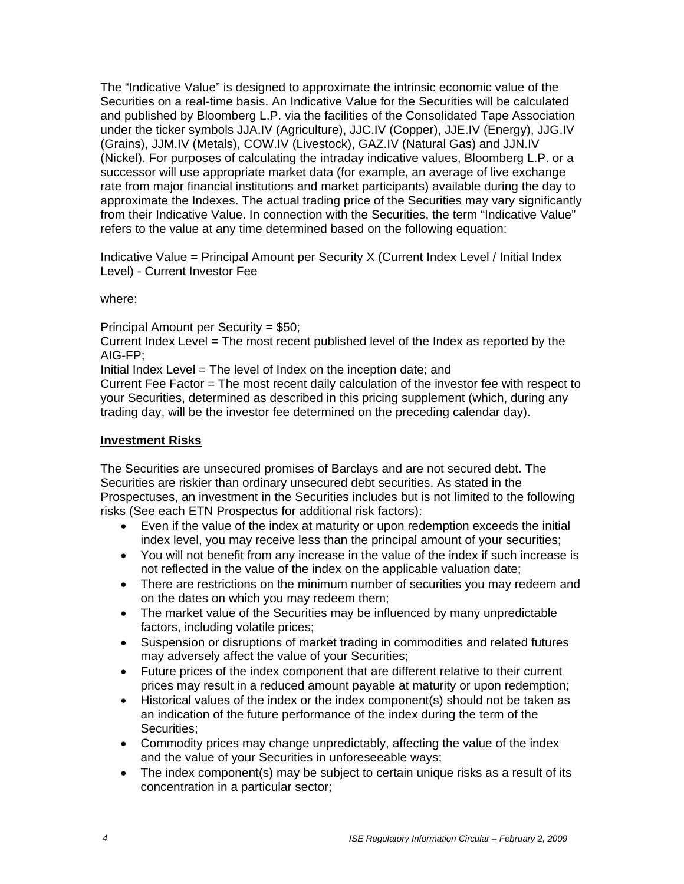The "Indicative Value" is designed to approximate the intrinsic economic value of the Securities on a real-time basis. An Indicative Value for the Securities will be calculated and published by Bloomberg L.P. via the facilities of the Consolidated Tape Association under the ticker symbols JJA.IV (Agriculture), JJC.IV (Copper), JJE.IV (Energy), JJG.IV (Grains), JJM.IV (Metals), COW.IV (Livestock), GAZ.IV (Natural Gas) and JJN.IV (Nickel). For purposes of calculating the intraday indicative values, Bloomberg L.P. or a successor will use appropriate market data (for example, an average of live exchange rate from major financial institutions and market participants) available during the day to approximate the Indexes. The actual trading price of the Securities may vary significantly from their Indicative Value. In connection with the Securities, the term "Indicative Value" refers to the value at any time determined based on the following equation:

Indicative Value = Principal Amount per Security X (Current Index Level / Initial Index Level) - Current Investor Fee

where:

Principal Amount per Security = $50;
Current Index Level = The most recent published level of the Index as reported by the AIG-FP;
Initial Index Level = The level of Index on the inception date; and
Current Fee Factor = The most recent daily calculation of the investor fee with respect to your Securities, determined as described in this pricing supplement (which, during any trading day, will be the investor fee determined on the preceding calendar day).

**Investment Risks**

The Securities are unsecured promises of Barclays and are not secured debt. The Securities are riskier than ordinary unsecured debt securities. As stated in the Prospectuses, an investment in the Securities includes but is not limited to the following risks (See each ETN Prospectus for additional risk factors):

- Even if the value of the index at maturity or upon redemption exceeds the initial index level, you may receive less than the principal amount of your securities;
- You will not benefit from any increase in the value of the index if such increase is not reflected in the value of the index on the applicable valuation date;
- There are restrictions on the minimum number of securities you may redeem and on the dates on which you may redeem them;
- The market value of the Securities may be influenced by many unpredictable factors, including volatile prices;
- Suspension or disruptions of market trading in commodities and related futures may adversely affect the value of your Securities;
- Future prices of the index component that are different relative to their current prices may result in a reduced amount payable at maturity or upon redemption;
- Historical values of the index or the index component(s) should not be taken as an indication of the future performance of the index during the term of the Securities;
- Commodity prices may change unpredictably, affecting the value of the index and the value of your Securities in unforeseeable ways;
- The index component(s) may be subject to certain unique risks as a result of its concentration in a particular sector;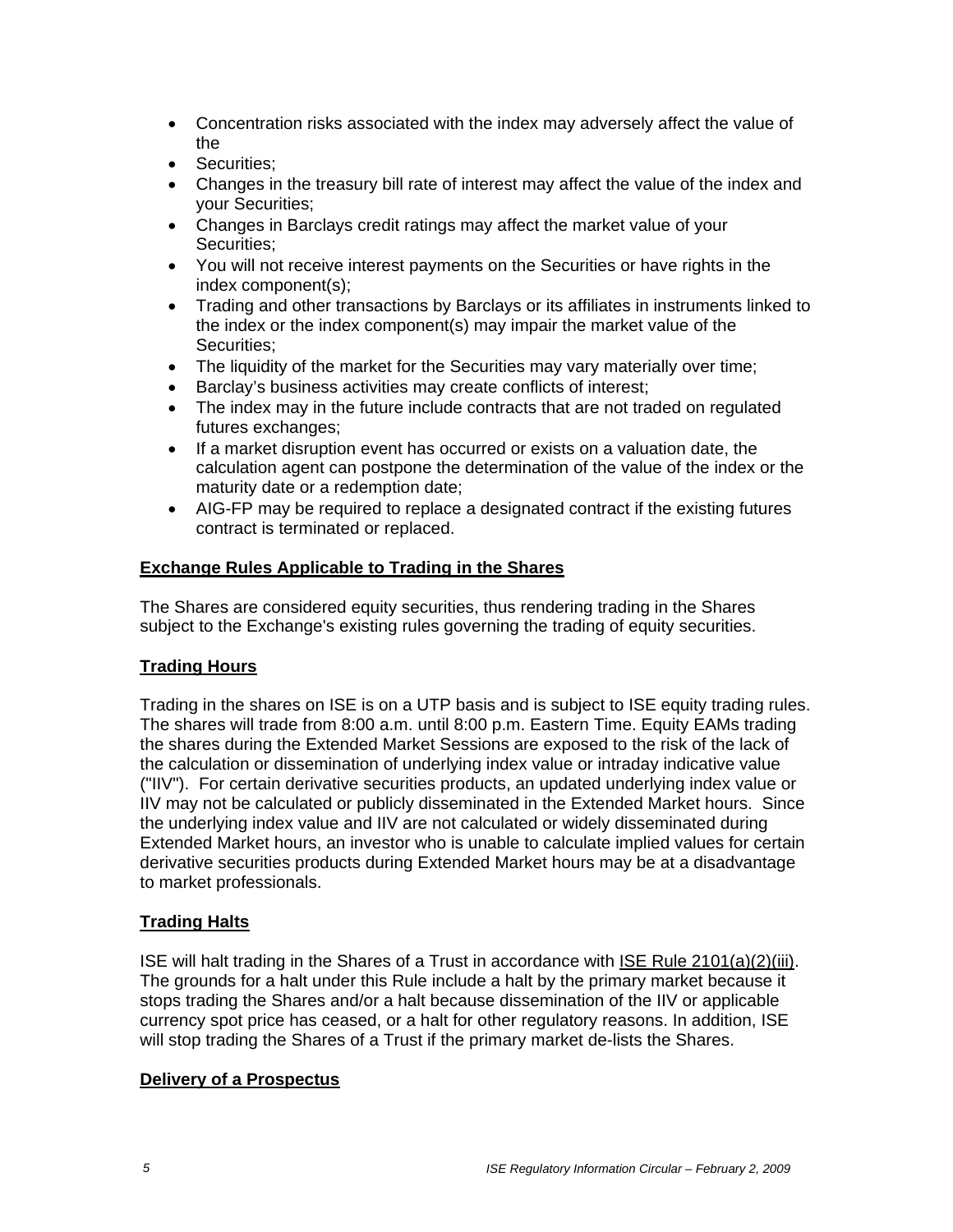- Concentration risks associated with the index may adversely affect the value of the
- Securities;
- Changes in the treasury bill rate of interest may affect the value of the index and your Securities;
- Changes in Barclays credit ratings may affect the market value of your Securities;
- You will not receive interest payments on the Securities or have rights in the index component(s);
- Trading and other transactions by Barclays or its affiliates in instruments linked to the index or the index component(s) may impair the market value of the Securities;
- The liquidity of the market for the Securities may vary materially over time;
- Barclay's business activities may create conflicts of interest;
- The index may in the future include contracts that are not traded on regulated futures exchanges;
- If a market disruption event has occurred or exists on a valuation date, the calculation agent can postpone the determination of the value of the index or the maturity date or a redemption date;
- AIG-FP may be required to replace a designated contract if the existing futures contract is terminated or replaced.

## Exchange Rules Applicable to Trading in the Shares

The Shares are considered equity securities, thus rendering trading in the Shares subject to the Exchange's existing rules governing the trading of equity securities.

## Trading Hours

Trading in the shares on ISE is on a UTP basis and is subject to ISE equity trading rules. The shares will trade from 8:00 a.m. until 8:00 p.m. Eastern Time. Equity EAMs trading the shares during the Extended Market Sessions are exposed to the risk of the lack of the calculation or dissemination of underlying index value or intraday indicative value ("IIV"). For certain derivative securities products, an updated underlying index value or IIV may not be calculated or publicly disseminated in the Extended Market hours. Since the underlying index value and IIV are not calculated or widely disseminated during Extended Market hours, an investor who is unable to calculate implied values for certain derivative securities products during Extended Market hours may be at a disadvantage to market professionals.

## Trading Halts

ISE will halt trading in the Shares of a Trust in accordance with ISE Rule 2101(a)(2)(iii). The grounds for a halt under this Rule include a halt by the primary market because it stops trading the Shares and/or a halt because dissemination of the IIV or applicable currency spot price has ceased, or a halt for other regulatory reasons. In addition, ISE will stop trading the Shares of a Trust if the primary market de-lists the Shares.

## Delivery of a Prospectus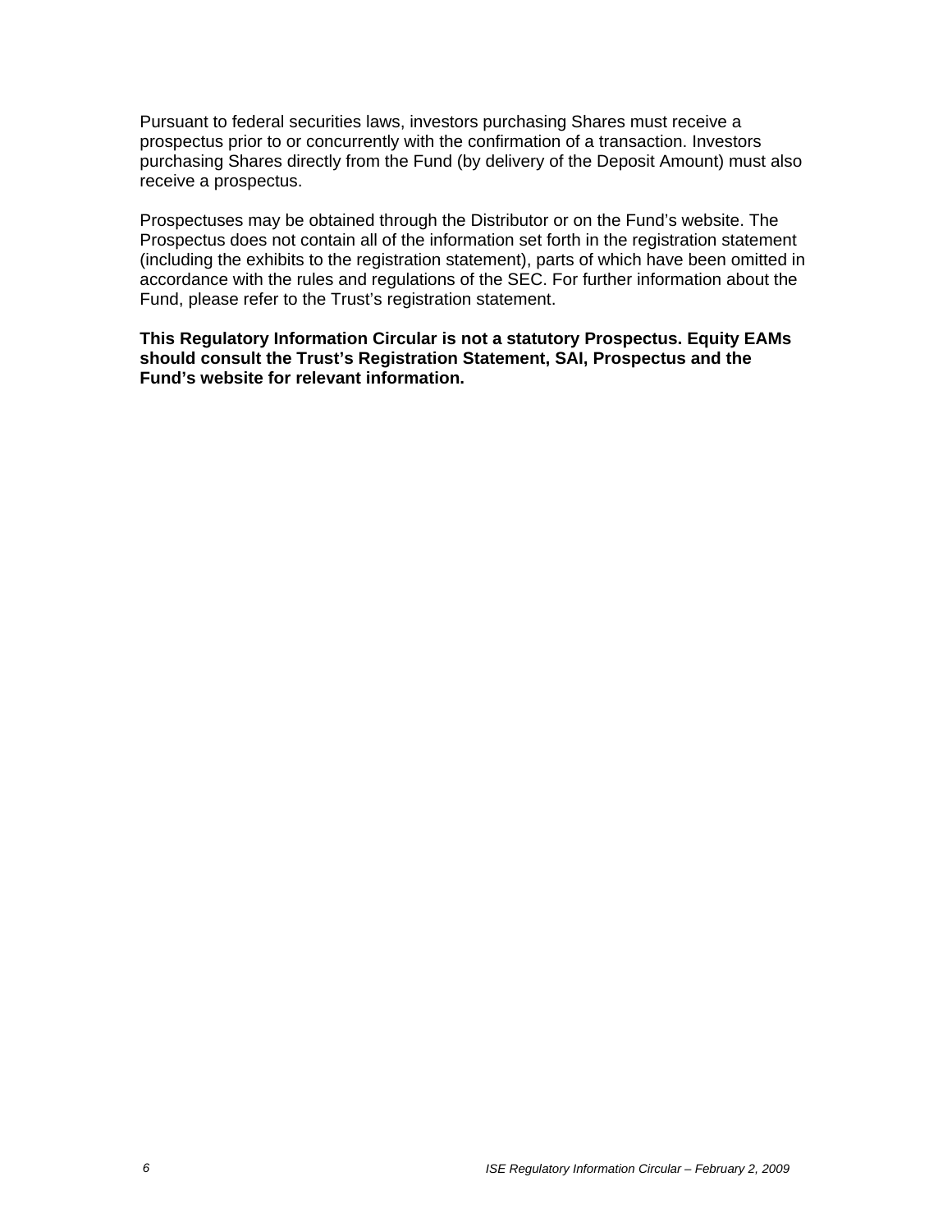Pursuant to federal securities laws, investors purchasing Shares must receive a prospectus prior to or concurrently with the confirmation of a transaction. Investors purchasing Shares directly from the Fund (by delivery of the Deposit Amount) must also receive a prospectus.

Prospectuses may be obtained through the Distributor or on the Fund's website. The Prospectus does not contain all of the information set forth in the registration statement (including the exhibits to the registration statement), parts of which have been omitted in accordance with the rules and regulations of the SEC. For further information about the Fund, please refer to the Trust's registration statement.

**This Regulatory Information Circular is not a statutory Prospectus. Equity EAMs should consult the Trust's Registration Statement, SAI, Prospectus and the Fund's website for relevant information.**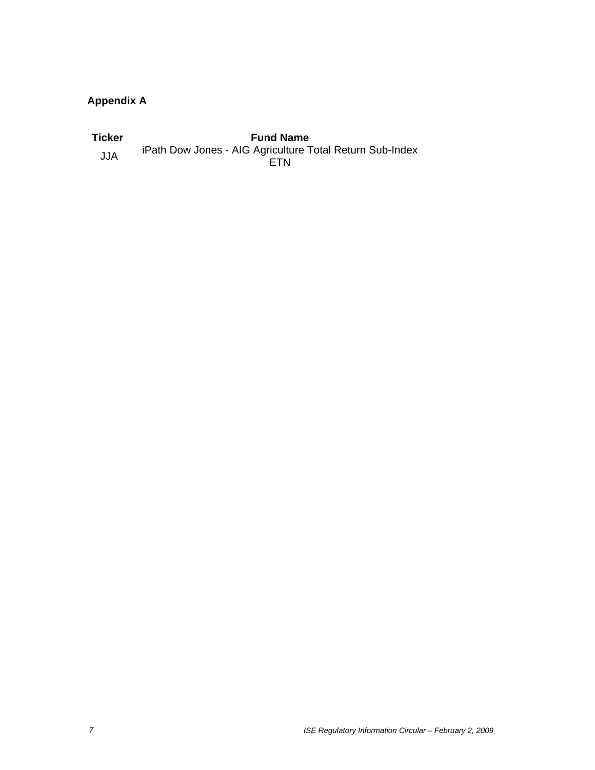## Appendix A

| Ticker | Fund Name |
| --- | --- |
| JJA | iPath Dow Jones - AIG Agriculture Total Return Sub-Index ETN |